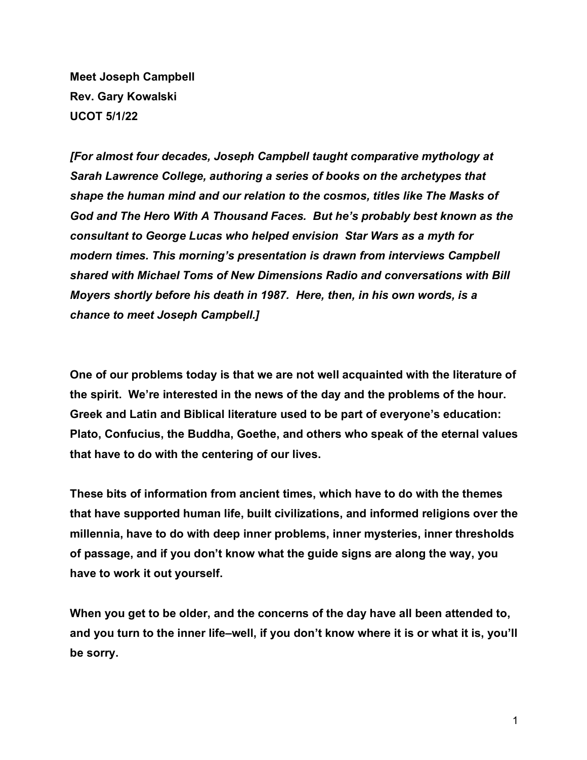**Meet Joseph Campbell**
**Rev. Gary Kowalski**
**UCOT 5/1/22**

***[For almost four decades, Joseph Campbell taught comparative mythology at Sarah Lawrence College, authoring a series of books on the archetypes that shape the human mind and our relation to the cosmos, titles like The Masks of God and The Hero With A Thousand Faces. But he's probably best known as the consultant to George Lucas who helped envision Star Wars as a myth for modern times. This morning's presentation is drawn from interviews Campbell shared with Michael Toms of New Dimensions Radio and conversations with Bill Moyers shortly before his death in 1987. Here, then, in his own words, is a chance to meet Joseph Campbell.]***

**One of our problems today is that we are not well acquainted with the literature of the spirit. We're interested in the news of the day and the problems of the hour. Greek and Latin and Biblical literature used to be part of everyone's education: Plato, Confucius, the Buddha, Goethe, and others who speak of the eternal values that have to do with the centering of our lives.**

**These bits of information from ancient times, which have to do with the themes that have supported human life, built civilizations, and informed religions over the millennia, have to do with deep inner problems, inner mysteries, inner thresholds of passage, and if you don't know what the guide signs are along the way, you have to work it out yourself.**

**When you get to be older, and the concerns of the day have all been attended to, and you turn to the inner life–well, if you don't know where it is or what it is, you'll be sorry.**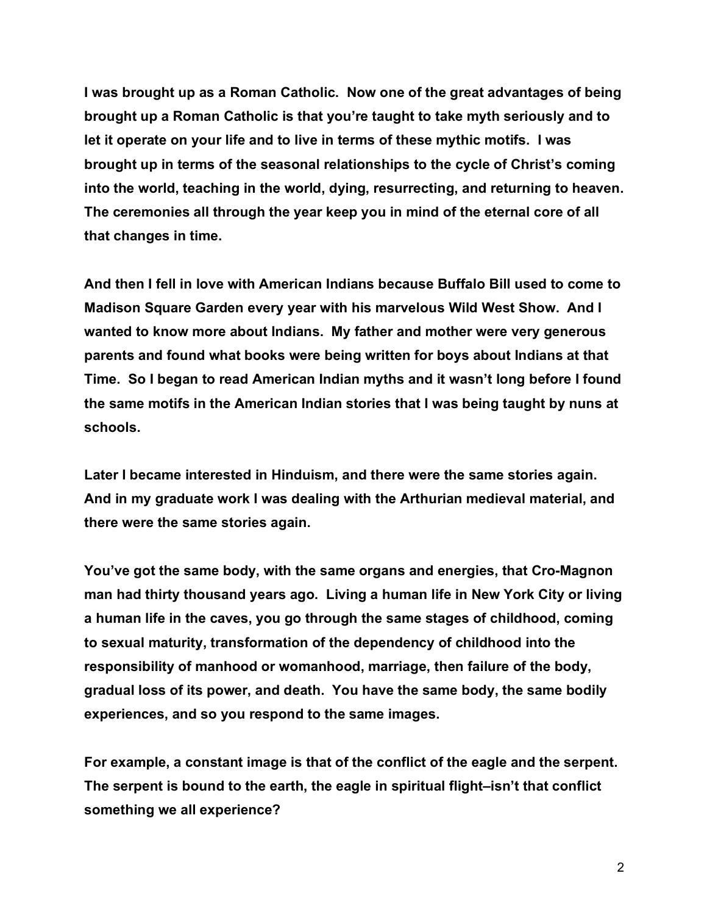**I was brought up as a Roman Catholic. Now one of the great advantages of being brought up a Roman Catholic is that you're taught to take myth seriously and to let it operate on your life and to live in terms of these mythic motifs. I was brought up in terms of the seasonal relationships to the cycle of Christ's coming into the world, teaching in the world, dying, resurrecting, and returning to heaven. The ceremonies all through the year keep you in mind of the eternal core of all that changes in time.**

**And then I fell in love with American Indians because Buffalo Bill used to come to Madison Square Garden every year with his marvelous Wild West Show. And I wanted to know more about Indians. My father and mother were very generous parents and found what books were being written for boys about Indians at that Time. So I began to read American Indian myths and it wasn't long before I found the same motifs in the American Indian stories that I was being taught by nuns at schools.**

**Later I became interested in Hinduism, and there were the same stories again. And in my graduate work I was dealing with the Arthurian medieval material, and there were the same stories again.**

**You've got the same body, with the same organs and energies, that Cro-Magnon man had thirty thousand years ago. Living a human life in New York City or living a human life in the caves, you go through the same stages of childhood, coming to sexual maturity, transformation of the dependency of childhood into the responsibility of manhood or womanhood, marriage, then failure of the body, gradual loss of its power, and death. You have the same body, the same bodily experiences, and so you respond to the same images.**

**For example, a constant image is that of the conflict of the eagle and the serpent. The serpent is bound to the earth, the eagle in spiritual flight–isn't that conflict something we all experience?**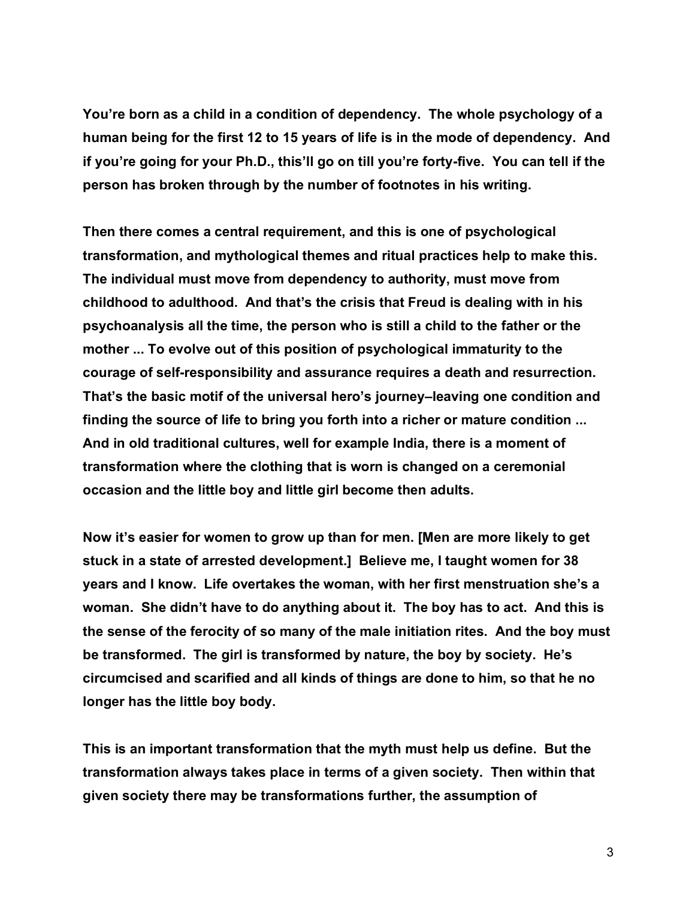**You're born as a child in a condition of dependency. The whole psychology of a human being for the first 12 to 15 years of life is in the mode of dependency. And if you're going for your Ph.D., this'll go on till you're forty-five. You can tell if the person has broken through by the number of footnotes in his writing.**

**Then there comes a central requirement, and this is one of psychological transformation, and mythological themes and ritual practices help to make this. The individual must move from dependency to authority, must move from childhood to adulthood. And that's the crisis that Freud is dealing with in his psychoanalysis all the time, the person who is still a child to the father or the mother ... To evolve out of this position of psychological immaturity to the courage of self-responsibility and assurance requires a death and resurrection. That's the basic motif of the universal hero's journey–leaving one condition and finding the source of life to bring you forth into a richer or mature condition ... And in old traditional cultures, well for example India, there is a moment of transformation where the clothing that is worn is changed on a ceremonial occasion and the little boy and little girl become then adults.**

**Now it's easier for women to grow up than for men. [Men are more likely to get stuck in a state of arrested development.] Believe me, I taught women for 38 years and I know. Life overtakes the woman, with her first menstruation she's a woman. She didn't have to do anything about it. The boy has to act. And this is the sense of the ferocity of so many of the male initiation rites. And the boy must be transformed. The girl is transformed by nature, the boy by society. He's circumcised and scarified and all kinds of things are done to him, so that he no longer has the little boy body.**

**This is an important transformation that the myth must help us define. But the transformation always takes place in terms of a given society. Then within that given society there may be transformations further, the assumption of**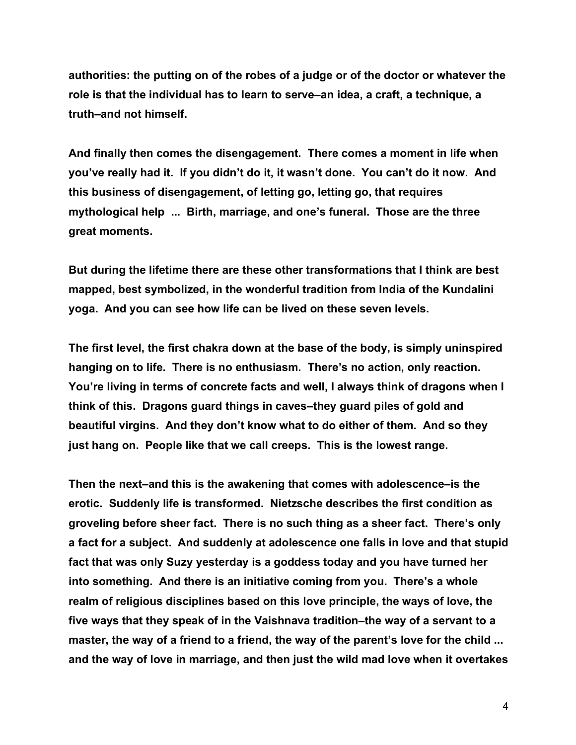**authorities: the putting on of the robes of a judge or of the doctor or whatever the role is that the individual has to learn to serve–an idea, a craft, a technique, a truth–and not himself.**

**And finally then comes the disengagement. There comes a moment in life when you've really had it. If you didn't do it, it wasn't done. You can't do it now. And this business of disengagement, of letting go, letting go, that requires mythological help ... Birth, marriage, and one's funeral. Those are the three great moments.**

**But during the lifetime there are these other transformations that I think are best mapped, best symbolized, in the wonderful tradition from India of the Kundalini yoga. And you can see how life can be lived on these seven levels.**

**The first level, the first chakra down at the base of the body, is simply uninspired hanging on to life. There is no enthusiasm. There's no action, only reaction. You're living in terms of concrete facts and well, I always think of dragons when I think of this. Dragons guard things in caves–they guard piles of gold and beautiful virgins. And they don't know what to do either of them. And so they just hang on. People like that we call creeps. This is the lowest range.**

**Then the next–and this is the awakening that comes with adolescence–is the erotic. Suddenly life is transformed. Nietzsche describes the first condition as groveling before sheer fact. There is no such thing as a sheer fact. There's only a fact for a subject. And suddenly at adolescence one falls in love and that stupid fact that was only Suzy yesterday is a goddess today and you have turned her into something. And there is an initiative coming from you. There's a whole realm of religious disciplines based on this love principle, the ways of love, the five ways that they speak of in the Vaishnava tradition–the way of a servant to a master, the way of a friend to a friend, the way of the parent's love for the child ... and the way of love in marriage, and then just the wild mad love when it overtakes**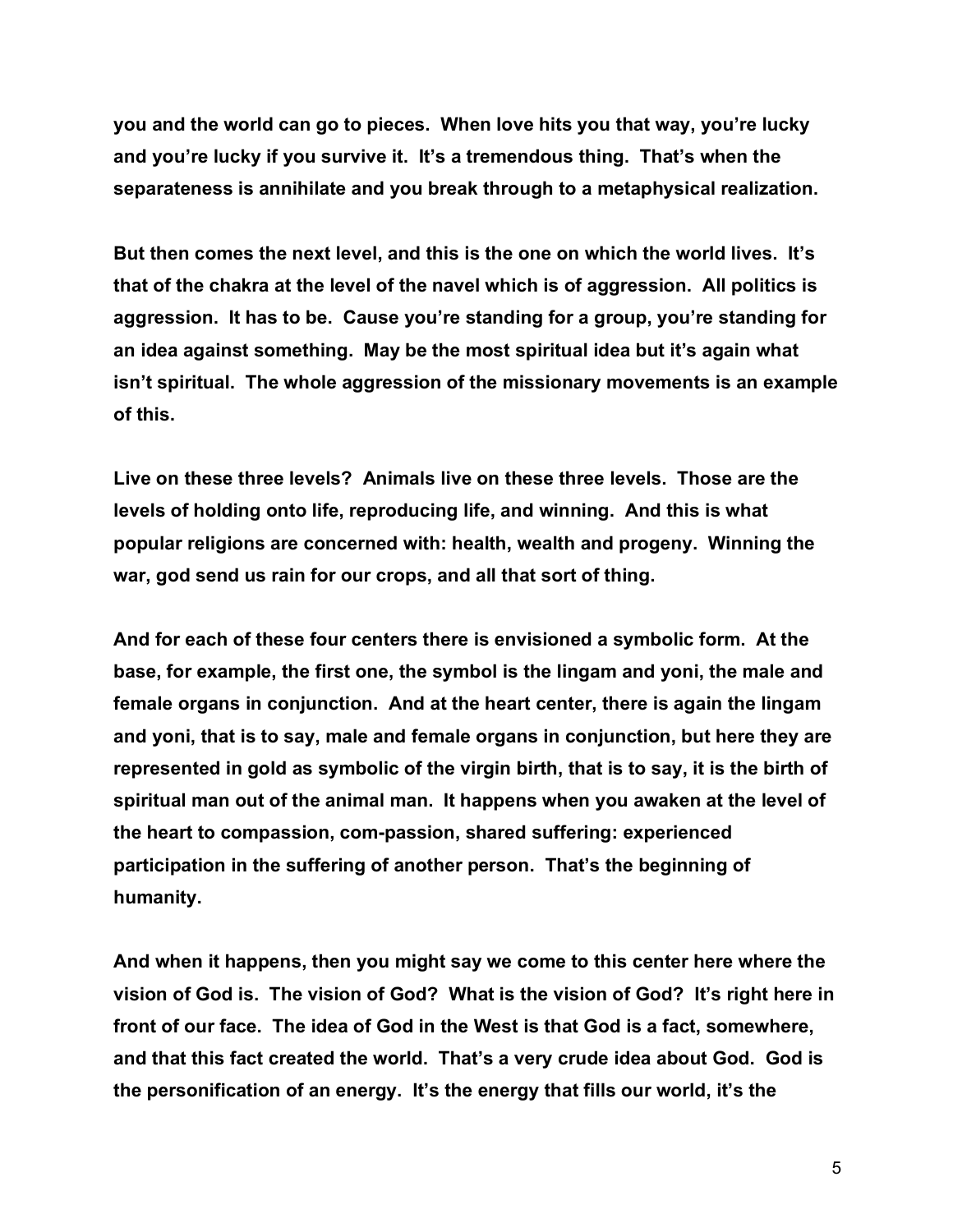**you and the world can go to pieces. When love hits you that way, you're lucky and you're lucky if you survive it. It's a tremendous thing. That's when the separateness is annihilate and you break through to a metaphysical realization.**

**But then comes the next level, and this is the one on which the world lives. It's that of the chakra at the level of the navel which is of aggression. All politics is aggression. It has to be. Cause you're standing for a group, you're standing for an idea against something. May be the most spiritual idea but it's again what isn't spiritual. The whole aggression of the missionary movements is an example of this.**

**Live on these three levels? Animals live on these three levels. Those are the levels of holding onto life, reproducing life, and winning. And this is what popular religions are concerned with: health, wealth and progeny. Winning the war, god send us rain for our crops, and all that sort of thing.**

**And for each of these four centers there is envisioned a symbolic form. At the base, for example, the first one, the symbol is the lingam and yoni, the male and female organs in conjunction. And at the heart center, there is again the lingam and yoni, that is to say, male and female organs in conjunction, but here they are represented in gold as symbolic of the virgin birth, that is to say, it is the birth of spiritual man out of the animal man. It happens when you awaken at the level of the heart to compassion, com-passion, shared suffering: experienced participation in the suffering of another person. That's the beginning of humanity.**

**And when it happens, then you might say we come to this center here where the vision of God is. The vision of God? What is the vision of God? It's right here in front of our face. The idea of God in the West is that God is a fact, somewhere, and that this fact created the world. That's a very crude idea about God. God is the personification of an energy. It's the energy that fills our world, it's the**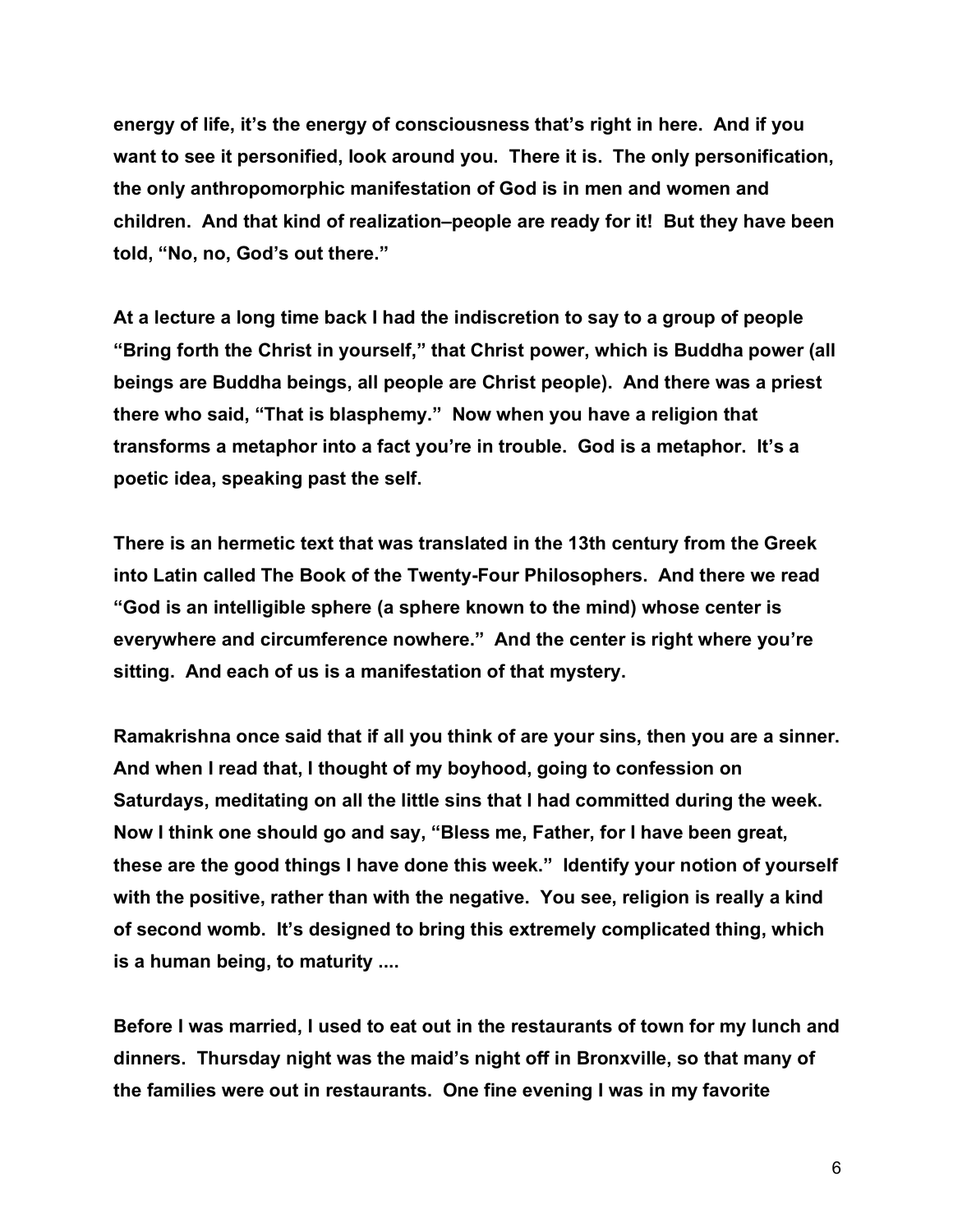energy of life, it's the energy of consciousness that's right in here. And if you want to see it personified, look around you. There it is. The only personification, the only anthropomorphic manifestation of God is in men and women and children. And that kind of realization–people are ready for it! But they have been told, "No, no, God's out there."

At a lecture a long time back I had the indiscretion to say to a group of people "Bring forth the Christ in yourself," that Christ power, which is Buddha power (all beings are Buddha beings, all people are Christ people). And there was a priest there who said, "That is blasphemy." Now when you have a religion that transforms a metaphor into a fact you're in trouble. God is a metaphor. It's a poetic idea, speaking past the self.

There is an hermetic text that was translated in the 13th century from the Greek into Latin called The Book of the Twenty-Four Philosophers. And there we read "God is an intelligible sphere (a sphere known to the mind) whose center is everywhere and circumference nowhere." And the center is right where you're sitting. And each of us is a manifestation of that mystery.

Ramakrishna once said that if all you think of are your sins, then you are a sinner. And when I read that, I thought of my boyhood, going to confession on Saturdays, meditating on all the little sins that I had committed during the week. Now I think one should go and say, "Bless me, Father, for I have been great, these are the good things I have done this week." Identify your notion of yourself with the positive, rather than with the negative. You see, religion is really a kind of second womb. It's designed to bring this extremely complicated thing, which is a human being, to maturity ....

Before I was married, I used to eat out in the restaurants of town for my lunch and dinners. Thursday night was the maid's night off in Bronxville, so that many of the families were out in restaurants. One fine evening I was in my favorite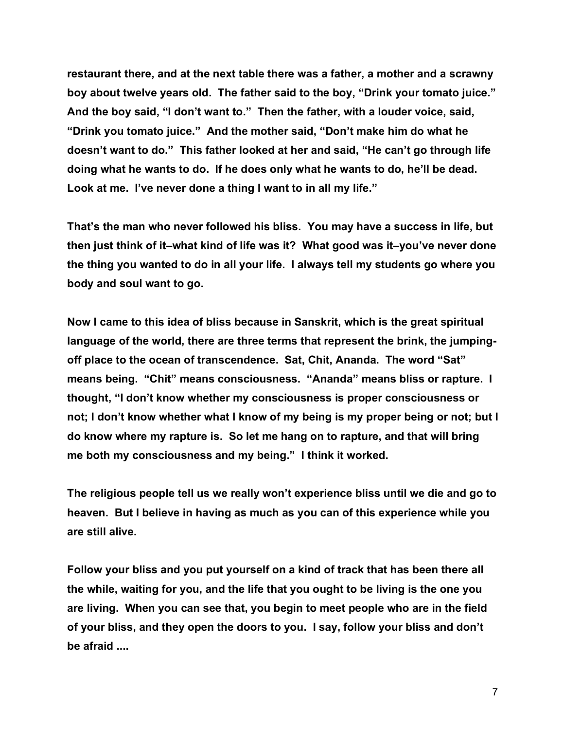**restaurant there, and at the next table there was a father, a mother and a scrawny boy about twelve years old. The father said to the boy, "Drink your tomato juice." And the boy said, "I don't want to." Then the father, with a louder voice, said, "Drink you tomato juice." And the mother said, "Don't make him do what he doesn't want to do." This father looked at her and said, "He can't go through life doing what he wants to do. If he does only what he wants to do, he'll be dead. Look at me. I've never done a thing I want to in all my life."**

**That's the man who never followed his bliss. You may have a success in life, but then just think of it–what kind of life was it? What good was it–you've never done the thing you wanted to do in all your life. I always tell my students go where you body and soul want to go.**

**Now I came to this idea of bliss because in Sanskrit, which is the great spiritual language of the world, there are three terms that represent the brink, the jumping-off place to the ocean of transcendence. Sat, Chit, Ananda. The word "Sat" means being. "Chit" means consciousness. "Ananda" means bliss or rapture. I thought, "I don't know whether my consciousness is proper consciousness or not; I don't know whether what I know of my being is my proper being or not; but I do know where my rapture is. So let me hang on to rapture, and that will bring me both my consciousness and my being." I think it worked.**

**The religious people tell us we really won't experience bliss until we die and go to heaven. But I believe in having as much as you can of this experience while you are still alive.**

**Follow your bliss and you put yourself on a kind of track that has been there all the while, waiting for you, and the life that you ought to be living is the one you are living. When you can see that, you begin to meet people who are in the field of your bliss, and they open the doors to you. I say, follow your bliss and don't be afraid ....**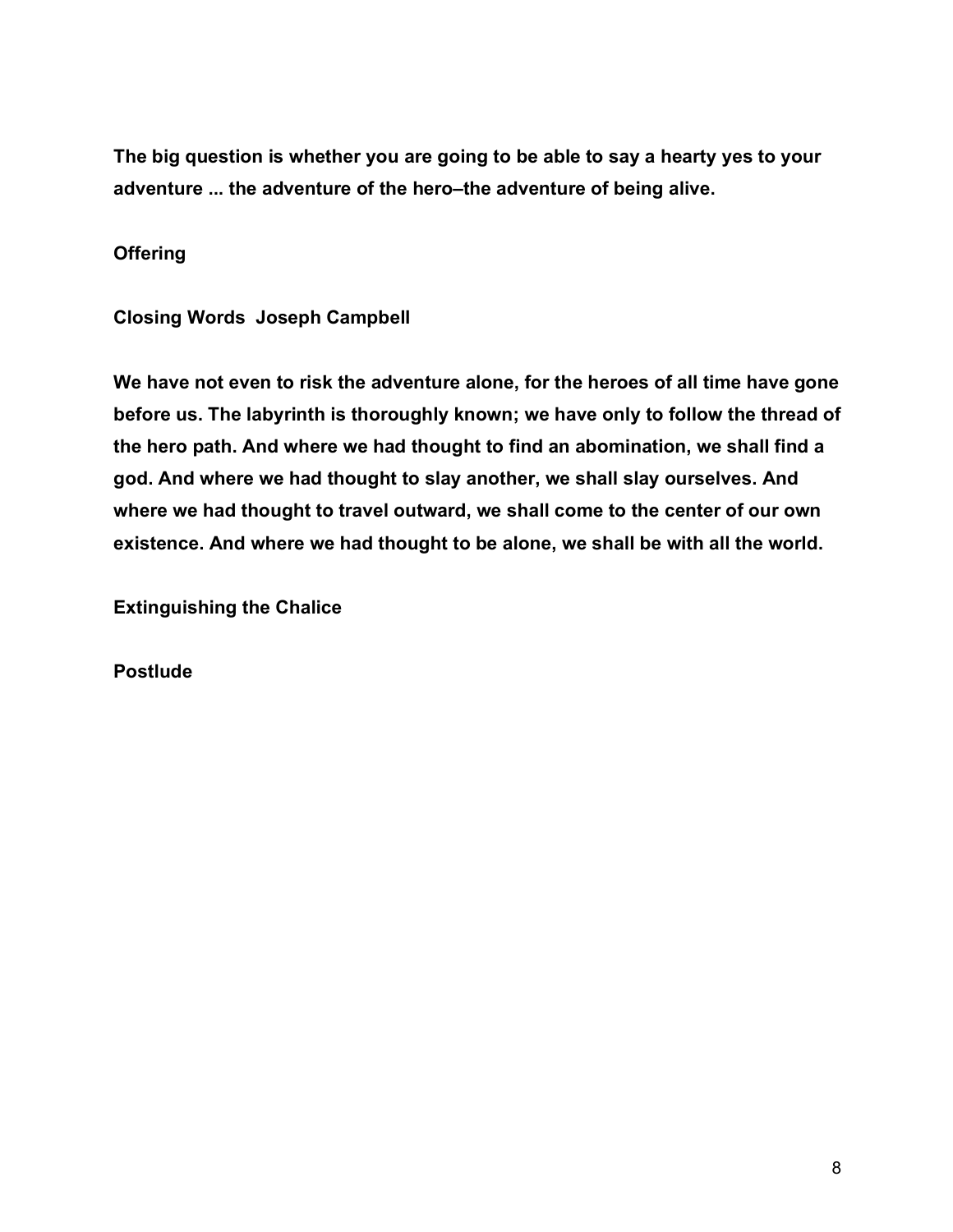**The big question is whether you are going to be able to say a hearty yes to your adventure ... the adventure of the hero–the adventure of being alive.**

**Offering**

**Closing Words  Joseph Campbell**

**We have not even to risk the adventure alone, for the heroes of all time have gone before us. The labyrinth is thoroughly known; we have only to follow the thread of the hero path. And where we had thought to find an abomination, we shall find a god. And where we had thought to slay another, we shall slay ourselves. And where we had thought to travel outward, we shall come to the center of our own existence. And where we had thought to be alone, we shall be with all the world.**

**Extinguishing the Chalice**

**Postlude**